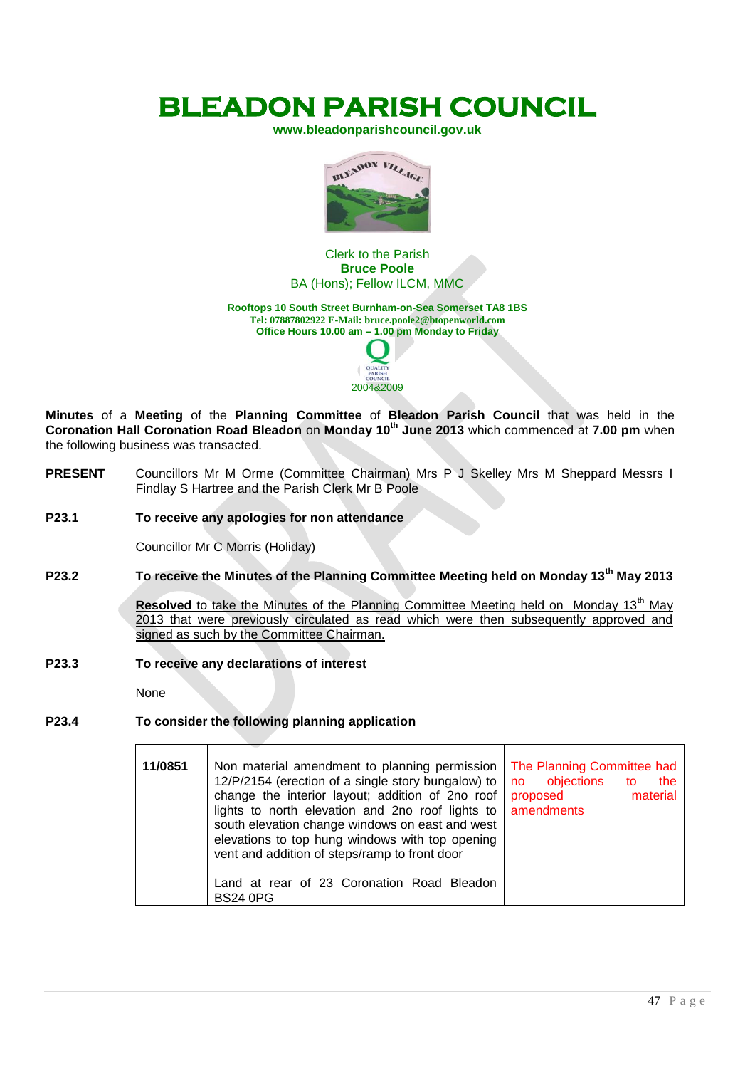# BLEADON PARISH COUNCIL

**www.bleadonparishcouncil.gov.uk**

Clerk to the Parish
**Bruce Poole**
BA (Hons); Fellow ILCM, MMC

**Rooftops 10 South Street Burnham-on-Sea Somerset TA8 1BS**
**Tel: 07887802922 E-Mail: bruce.poole2@btopenworld.com**
**Office Hours 10.00 am – 1.00 pm Monday to Friday**

2004&2009

**Minutes** of a **Meeting** of the **Planning Committee** of **Bleadon Parish Council** that was held in the **Coronation Hall Coronation Road Bleadon** on **Monday 10th June 2013** which commenced at **7.00 pm** when the following business was transacted.

**PRESENT** Councillors Mr M Orme (Committee Chairman) Mrs P J Skelley Mrs M Sheppard Messrs I Findlay S Hartree and the Parish Clerk Mr B Poole

**P23.1 To receive any apologies for non attendance**

Councillor Mr C Morris (Holiday)

**P23.2 To receive the Minutes of the Planning Committee Meeting held on Monday 13th May 2013**

**Resolved** to take the Minutes of the Planning Committee Meeting held on Monday 13th May 2013 that were previously circulated as read which were then subsequently approved and signed as such by the Committee Chairman.

**P23.3 To receive any declarations of interest**

None

**P23.4 To consider the following planning application**

| | | |
|---|---|---|
| **11/0851** | Non material amendment to planning permission 12/P/2154 (erection of a single story bungalow) to change the interior layout; addition of 2no roof lights to north elevation and 2no roof lights to south elevation change windows on east and west elevations to top hung windows with top opening vent and addition of steps/ramp to front door<br><br>Land at rear of 23 Coronation Road Bleadon BS24 0PG | The Planning Committee had no objections to the proposed material amendments |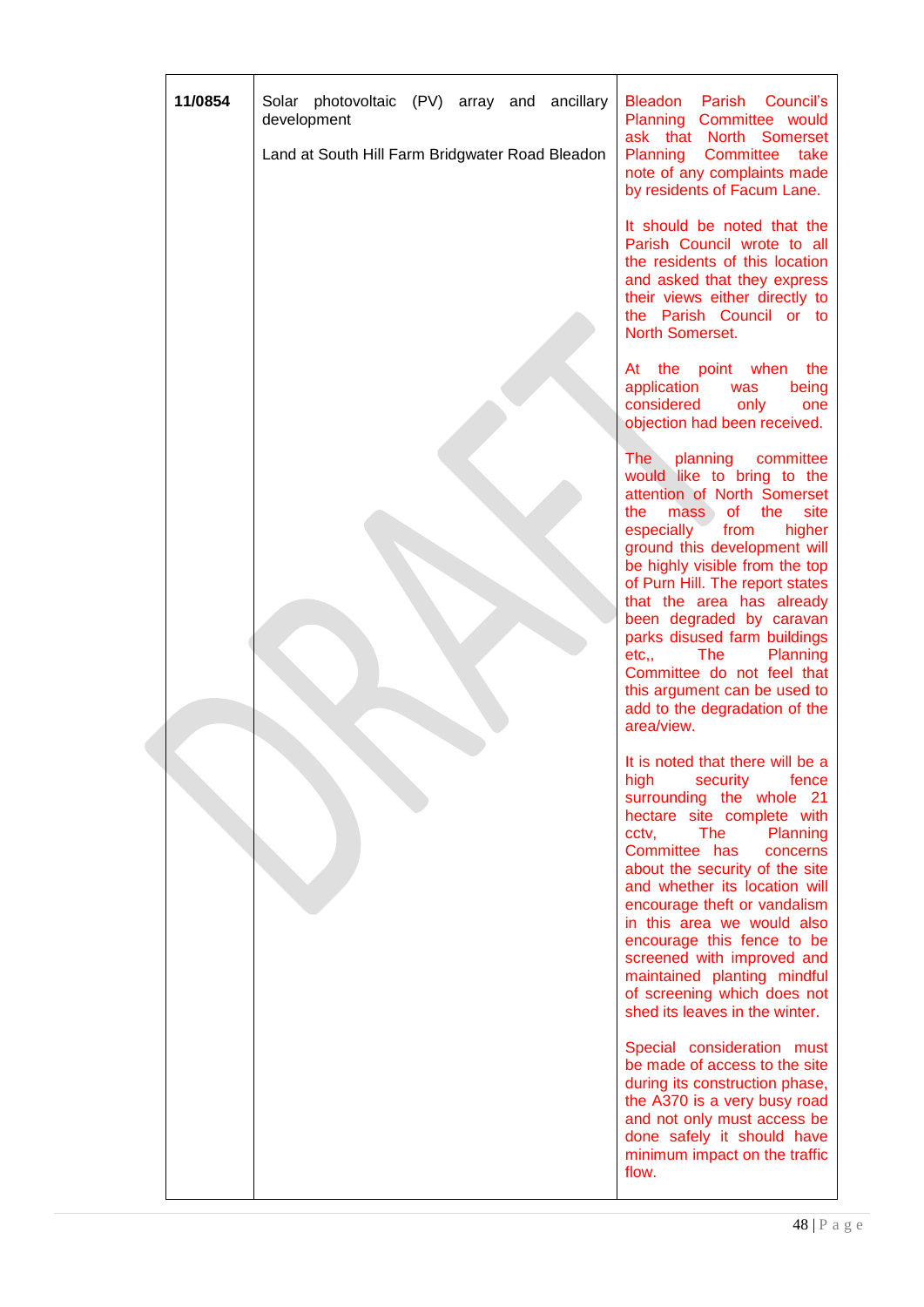| | | |
|---|---|---|
| 11/0854 | Solar photovoltaic (PV) array and ancillary development<br><br>Land at South Hill Farm Bridgwater Road Bleadon | Bleadon Parish Council's Planning Committee would ask that North Somerset Planning Committee take note of any complaints made by residents of Facum Lane.<br><br>It should be noted that the Parish Council wrote to all the residents of this location and asked that they express their views either directly to the Parish Council or to North Somerset.<br><br>At the point when the application was being considered only one objection had been received.<br><br>The planning committee would like to bring to the attention of North Somerset the mass of the site especially from higher ground this development will be highly visible from the top of Purn Hill. The report states that the area has already been degraded by caravan parks disused farm buildings etc,, The Planning Committee do not feel that this argument can be used to add to the degradation of the area/view.<br><br>It is noted that there will be a high security fence surrounding the whole 21 hectare site complete with cctv, The Planning Committee has concerns about the security of the site and whether its location will encourage theft or vandalism in this area we would also encourage this fence to be screened with improved and maintained planting mindful of screening which does not shed its leaves in the winter.<br><br>Special consideration must be made of access to the site during its construction phase, the A370 is a very busy road and not only must access be done safely it should have minimum impact on the traffic flow. |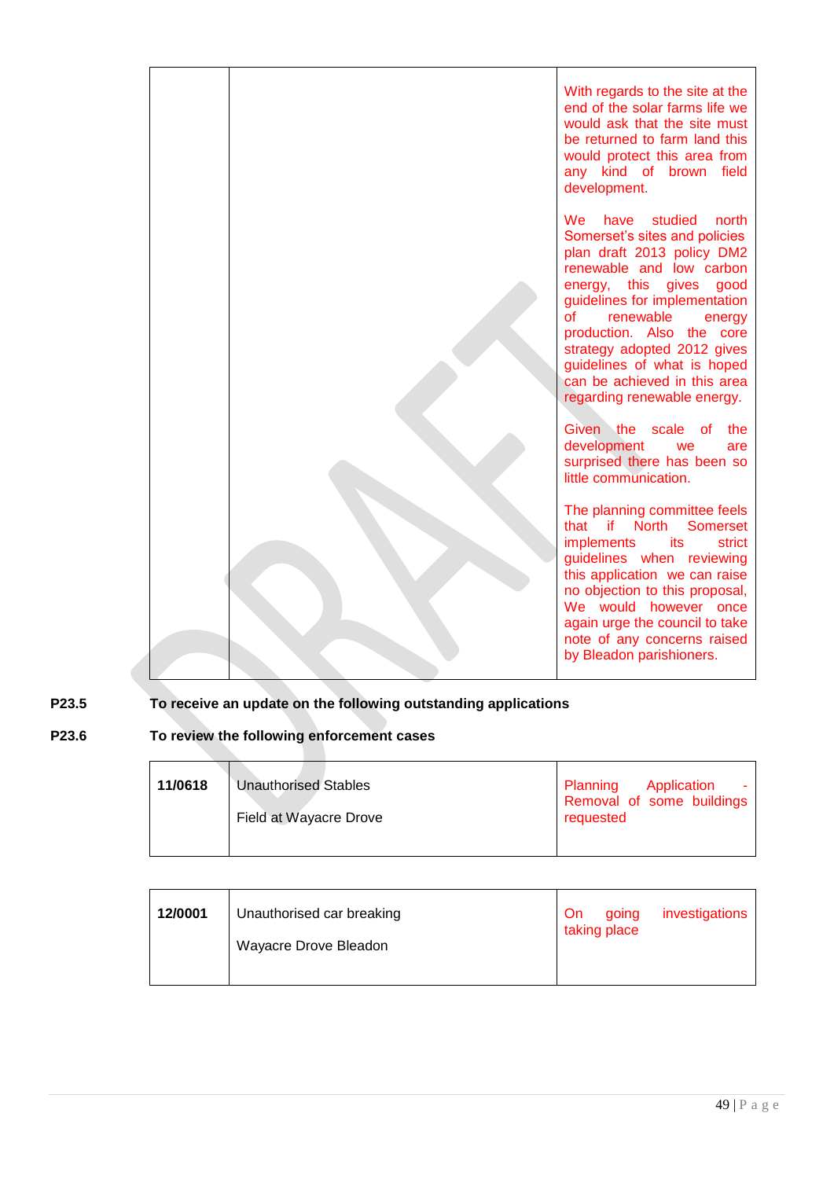| | | |
|---|---|---|
| | | With regards to the site at the end of the solar farms life we would ask that the site must be returned to farm land this would protect this area from any kind of brown field development.<br><br>We have studied north Somerset's sites and policies plan draft 2013 policy DM2 renewable and low carbon energy, this gives good guidelines for implementation of renewable energy production. Also the core strategy adopted 2012 gives guidelines of what is hoped can be achieved in this area regarding renewable energy.<br><br>Given the scale of the development we are surprised there has been so little communication.<br><br>The planning committee feels that if North Somerset implements its strict guidelines when reviewing this application we can raise no objection to this proposal, We would however once again urge the council to take note of any concerns raised by Bleadon parishioners. |

**P23.5** **To receive an update on the following outstanding applications**

**P23.6** **To review the following enforcement cases**

| | | |
|---|---|---|
| **11/0618** | Unauthorised Stables<br><br>Field at Wayacre Drove | Planning Application - Removal of some buildings requested |

| | | |
|---|---|---|
| **12/0001** | Unauthorised car breaking<br><br>Wayacre Drove Bleadon | On going investigations taking place |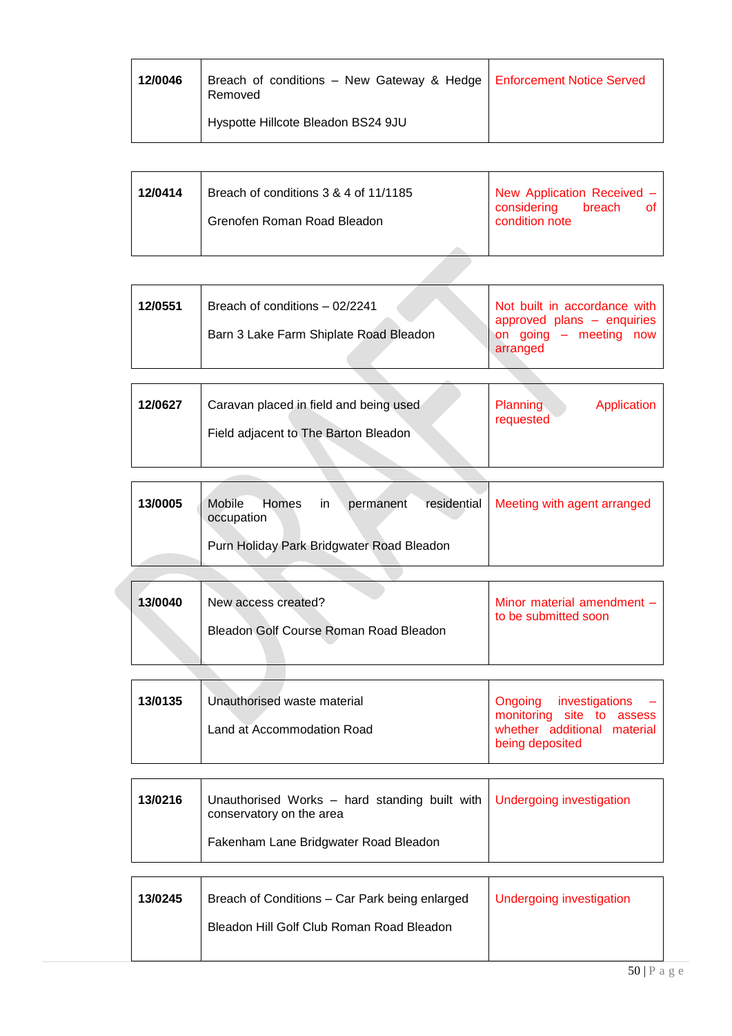| | | |
|---|---|---|
| 12/0046 | Breach of conditions – New Gateway & Hedge Removed<br><br>Hyspotte Hillcote Bleadon BS24 9JU | Enforcement Notice Served |

| | | |
|---|---|---|
| 12/0414 | Breach of conditions 3 & 4 of 11/1185<br><br>Grenofen Roman Road Bleadon | New Application Received – considering breach of condition note |

| | | |
|---|---|---|
| 12/0551 | Breach of conditions – 02/2241<br><br>Barn 3 Lake Farm Shiplate Road Bleadon | Not built in accordance with approved plans – enquiries on going – meeting now arranged |

| | | |
|---|---|---|
| 12/0627 | Caravan placed in field and being used<br><br>Field adjacent to The Barton Bleadon | Planning Application requested |

| | | |
|---|---|---|
| 13/0005 | Mobile Homes in permanent residential occupation<br><br>Purn Holiday Park Bridgwater Road Bleadon | Meeting with agent arranged |

| | | |
|---|---|---|
| 13/0040 | New access created?<br><br>Bleadon Golf Course Roman Road Bleadon | Minor material amendment – to be submitted soon |

| | | |
|---|---|---|
| 13/0135 | Unauthorised waste material<br><br>Land at Accommodation Road | Ongoing investigations – monitoring site to assess whether additional material being deposited |

| | | |
|---|---|---|
| 13/0216 | Unauthorised Works – hard standing built with conservatory on the area<br><br>Fakenham Lane Bridgwater Road Bleadon | Undergoing investigation |

| | | |
|---|---|---|
| 13/0245 | Breach of Conditions – Car Park being enlarged<br><br>Bleadon Hill Golf Club Roman Road Bleadon | Undergoing investigation |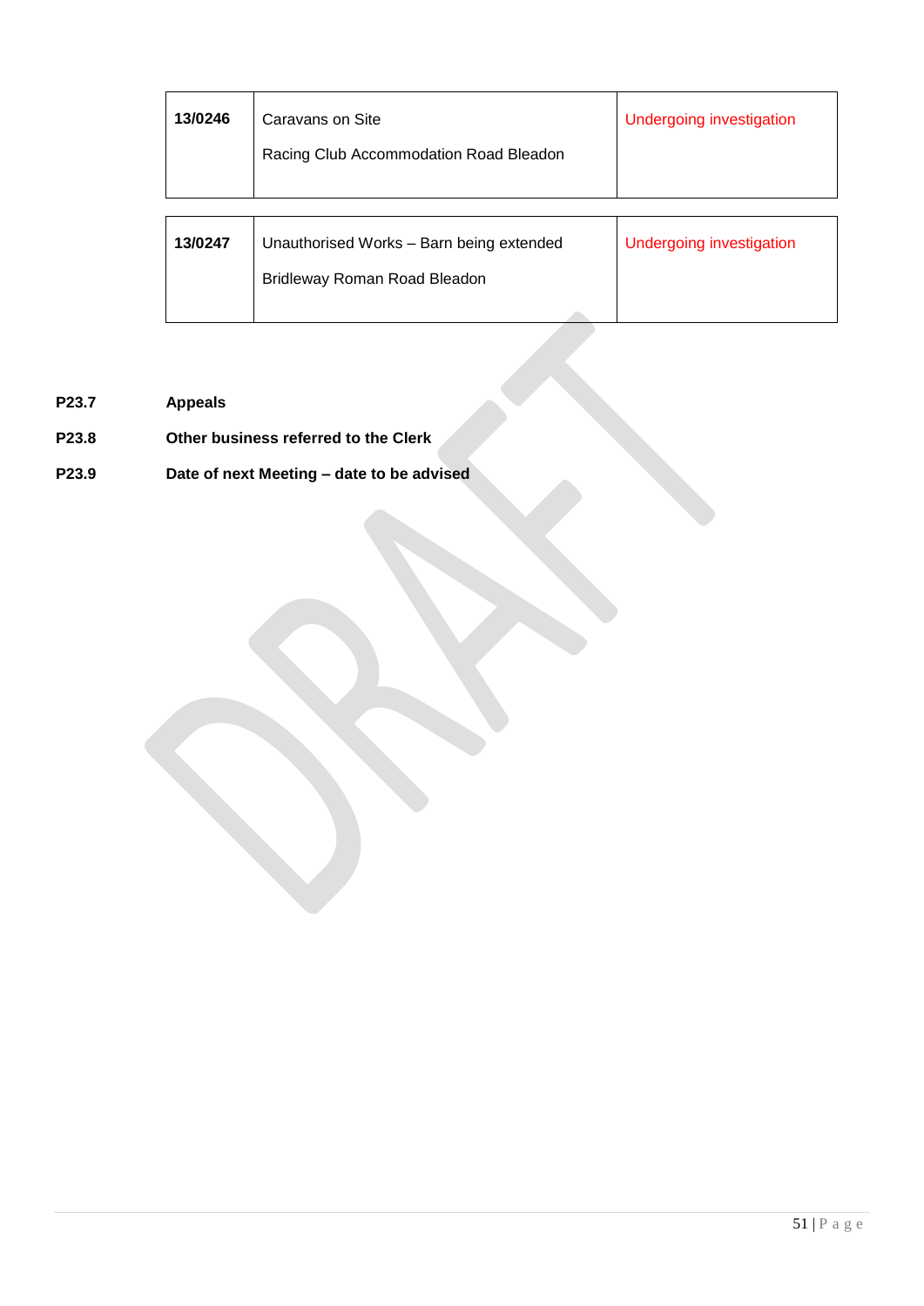| | | |
|---|---|---|
| **13/0246** | Caravans on Site<br><br>Racing Club Accommodation Road Bleadon | Undergoing investigation |
| **13/0247** | Unauthorised Works – Barn being extended<br><br>Bridleway Roman Road Bleadon | Undergoing investigation |

**P23.7** **Appeals**

**P23.8** **Other business referred to the Clerk**

**P23.9** **Date of next Meeting – date to be advised**